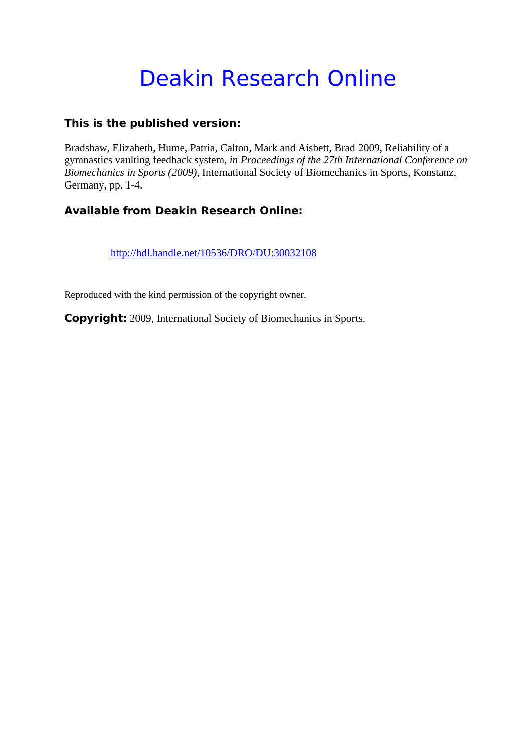# Deakin Research Online

**This is the published version:**

Bradshaw, Elizabeth, Hume, Patria, Calton, Mark and Aisbett, Brad 2009, Reliability of a gymnastics vaulting feedback system, *in Proceedings of the 27th International Conference on Biomechanics in Sports (2009)*, International Society of Biomechanics in Sports, Konstanz, Germany, pp. 1-4.

**Available from Deakin Research Online:**

http://hdl.handle.net/10536/DRO/DU:30032108

Reproduced with the kind permission of the copyright owner.

**Copyright:** 2009, International Society of Biomechanics in Sports.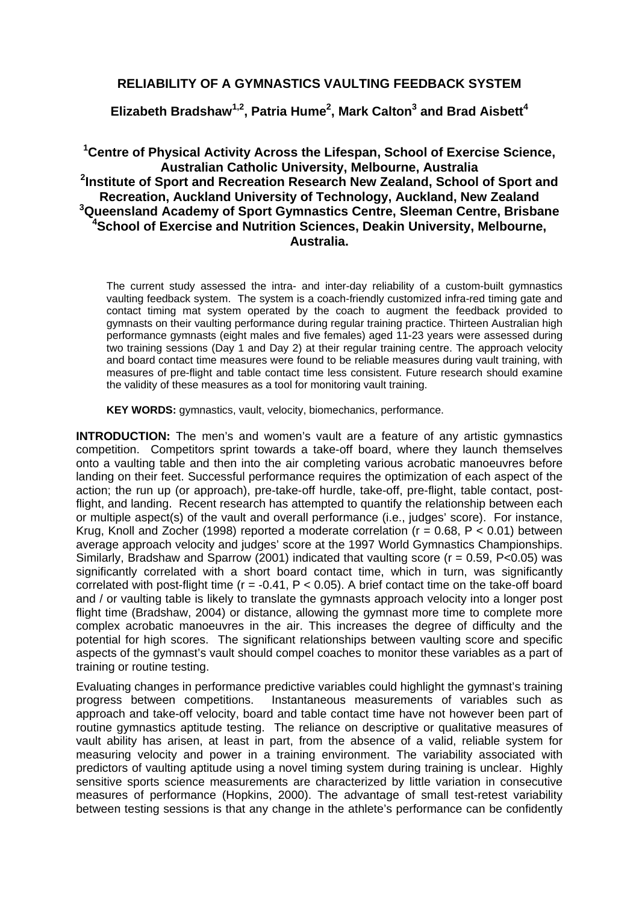# RELIABILITY OF A GYMNASTICS VAULTING FEEDBACK SYSTEM

## Elizabeth Bradshaw[1,2], Patria Hume[2], Mark Calton[3] and Brad Aisbett[4]

**[1]Centre of Physical Activity Across the Lifespan, School of Exercise Science, Australian Catholic University, Melbourne, Australia**
**[2]Institute of Sport and Recreation Research New Zealand, School of Sport and Recreation, Auckland University of Technology, Auckland, New Zealand**
**[3]Queensland Academy of Sport Gymnastics Centre, Sleeman Centre, Brisbane**
**[4]School of Exercise and Nutrition Sciences, Deakin University, Melbourne, Australia.**

The current study assessed the intra- and inter-day reliability of a custom-built gymnastics vaulting feedback system. The system is a coach-friendly customized infra-red timing gate and contact timing mat system operated by the coach to augment the feedback provided to gymnasts on their vaulting performance during regular training practice. Thirteen Australian high performance gymnasts (eight males and five females) aged 11-23 years were assessed during two training sessions (Day 1 and Day 2) at their regular training centre. The approach velocity and board contact time measures were found to be reliable measures during vault training, with measures of pre-flight and table contact time less consistent. Future research should examine the validity of these measures as a tool for monitoring vault training.

**KEY WORDS:** gymnastics, vault, velocity, biomechanics, performance.

**INTRODUCTION:** The men's and women's vault are a feature of any artistic gymnastics competition. Competitors sprint towards a take-off board, where they launch themselves onto a vaulting table and then into the air completing various acrobatic manoeuvres before landing on their feet. Successful performance requires the optimization of each aspect of the action; the run up (or approach), pre-take-off hurdle, take-off, pre-flight, table contact, post-flight, and landing. Recent research has attempted to quantify the relationship between each or multiple aspect(s) of the vault and overall performance (i.e., judges' score). For instance, Krug, Knoll and Zocher (1998) reported a moderate correlation ($r = 0.68$, $P < 0.01$) between average approach velocity and judges' score at the 1997 World Gymnastics Championships. Similarly, Bradshaw and Sparrow (2001) indicated that vaulting score ($r = 0.59$, $P<0.05$) was significantly correlated with a short board contact time, which in turn, was significantly correlated with post-flight time ($r = -0.41$, $P < 0.05$). A brief contact time on the take-off board and / or vaulting table is likely to translate the gymnasts approach velocity into a longer post flight time (Bradshaw, 2004) or distance, allowing the gymnast more time to complete more complex acrobatic manoeuvres in the air. This increases the degree of difficulty and the potential for high scores. The significant relationships between vaulting score and specific aspects of the gymnast's vault should compel coaches to monitor these variables as a part of training or routine testing.

Evaluating changes in performance predictive variables could highlight the gymnast's training progress between competitions. Instantaneous measurements of variables such as approach and take-off velocity, board and table contact time have not however been part of routine gymnastics aptitude testing. The reliance on descriptive or qualitative measures of vault ability has arisen, at least in part, from the absence of a valid, reliable system for measuring velocity and power in a training environment. The variability associated with predictors of vaulting aptitude using a novel timing system during training is unclear. Highly sensitive sports science measurements are characterized by little variation in consecutive measures of performance (Hopkins, 2000). The advantage of small test-retest variability between testing sessions is that any change in the athlete's performance can be confidently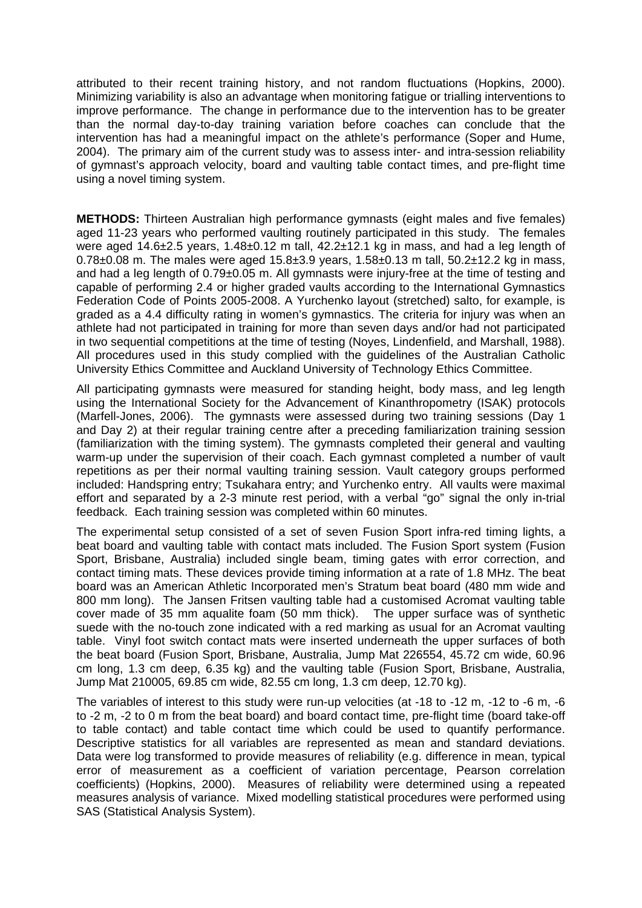attributed to their recent training history, and not random fluctuations (Hopkins, 2000). Minimizing variability is also an advantage when monitoring fatigue or trialling interventions to improve performance. The change in performance due to the intervention has to be greater than the normal day-to-day training variation before coaches can conclude that the intervention has had a meaningful impact on the athlete's performance (Soper and Hume, 2004). The primary aim of the current study was to assess inter- and intra-session reliability of gymnast's approach velocity, board and vaulting table contact times, and pre-flight time using a novel timing system.

**METHODS:** Thirteen Australian high performance gymnasts (eight males and five females) aged 11-23 years who performed vaulting routinely participated in this study. The females were aged 14.6±2.5 years, 1.48±0.12 m tall, 42.2±12.1 kg in mass, and had a leg length of 0.78±0.08 m. The males were aged 15.8±3.9 years, 1.58±0.13 m tall, 50.2±12.2 kg in mass, and had a leg length of 0.79±0.05 m. All gymnasts were injury-free at the time of testing and capable of performing 2.4 or higher graded vaults according to the International Gymnastics Federation Code of Points 2005-2008. A Yurchenko layout (stretched) salto, for example, is graded as a 4.4 difficulty rating in women's gymnastics. The criteria for injury was when an athlete had not participated in training for more than seven days and/or had not participated in two sequential competitions at the time of testing (Noyes, Lindenfield, and Marshall, 1988). All procedures used in this study complied with the guidelines of the Australian Catholic University Ethics Committee and Auckland University of Technology Ethics Committee.

All participating gymnasts were measured for standing height, body mass, and leg length using the International Society for the Advancement of Kinanthropometry (ISAK) protocols (Marfell-Jones, 2006). The gymnasts were assessed during two training sessions (Day 1 and Day 2) at their regular training centre after a preceding familiarization training session (familiarization with the timing system). The gymnasts completed their general and vaulting warm-up under the supervision of their coach. Each gymnast completed a number of vault repetitions as per their normal vaulting training session. Vault category groups performed included: Handspring entry; Tsukahara entry; and Yurchenko entry. All vaults were maximal effort and separated by a 2-3 minute rest period, with a verbal "go" signal the only in-trial feedback. Each training session was completed within 60 minutes.

The experimental setup consisted of a set of seven Fusion Sport infra-red timing lights, a beat board and vaulting table with contact mats included. The Fusion Sport system (Fusion Sport, Brisbane, Australia) included single beam, timing gates with error correction, and contact timing mats. These devices provide timing information at a rate of 1.8 MHz. The beat board was an American Athletic Incorporated men's Stratum beat board (480 mm wide and 800 mm long). The Jansen Fritsen vaulting table had a customised Acromat vaulting table cover made of 35 mm aqualite foam (50 mm thick). The upper surface was of synthetic suede with the no-touch zone indicated with a red marking as usual for an Acromat vaulting table. Vinyl foot switch contact mats were inserted underneath the upper surfaces of both the beat board (Fusion Sport, Brisbane, Australia, Jump Mat 226554, 45.72 cm wide, 60.96 cm long, 1.3 cm deep, 6.35 kg) and the vaulting table (Fusion Sport, Brisbane, Australia, Jump Mat 210005, 69.85 cm wide, 82.55 cm long, 1.3 cm deep, 12.70 kg).

The variables of interest to this study were run-up velocities (at -18 to -12 m, -12 to -6 m, -6 to -2 m, -2 to 0 m from the beat board) and board contact time, pre-flight time (board take-off to table contact) and table contact time which could be used to quantify performance. Descriptive statistics for all variables are represented as mean and standard deviations. Data were log transformed to provide measures of reliability (e.g. difference in mean, typical error of measurement as a coefficient of variation percentage, Pearson correlation coefficients) (Hopkins, 2000). Measures of reliability were determined using a repeated measures analysis of variance. Mixed modelling statistical procedures were performed using SAS (Statistical Analysis System).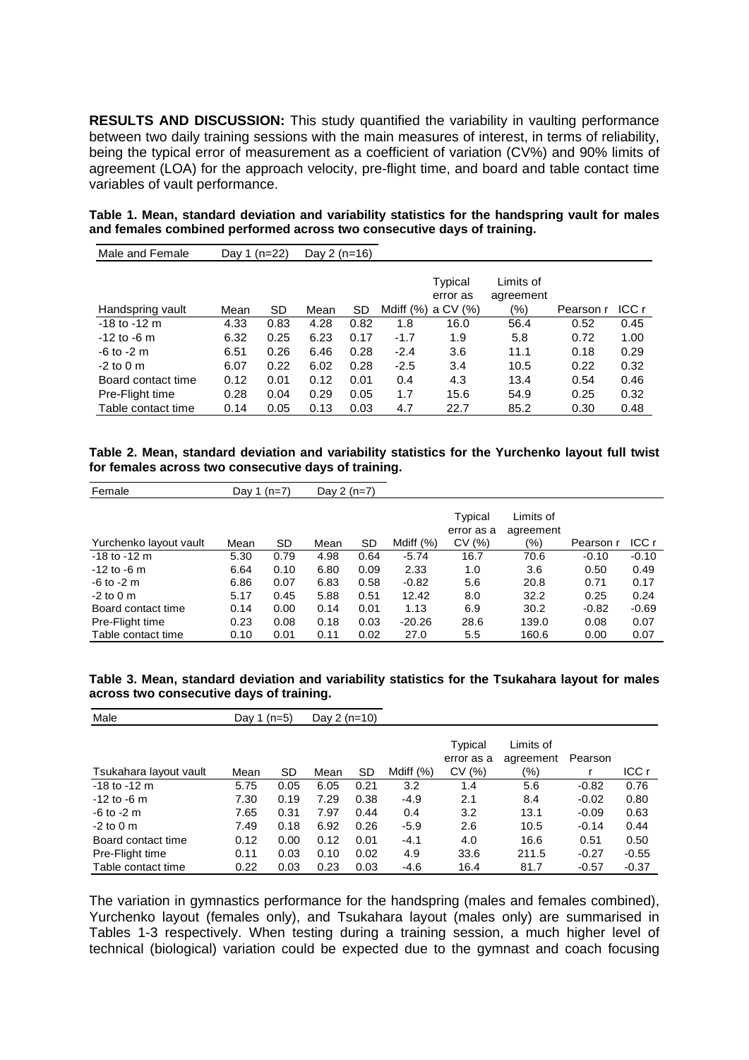**RESULTS AND DISCUSSION:** This study quantified the variability in vaulting performance between two daily training sessions with the main measures of interest, in terms of reliability, being the typical error of measurement as a coefficient of variation (CV%) and 90% limits of agreement (LOA) for the approach velocity, pre-flight time, and board and table contact time variables of vault performance.

**Table 1. Mean, standard deviation and variability statistics for the handspring vault for males and females combined performed across two consecutive days of training.**

| Male and Female | Day 1 (n=22) | | Day 2 (n=16) | | | | | | |
|---|---|---|---|---|---|---|---|---|---|
| Handspring vault | Mean | SD | Mean | SD | Mdiff (%) | Typical error as a CV (%) | Limits of agreement (%) | Pearson r | ICC r |
| -18 to -12 m | 4.33 | 0.83 | 4.28 | 0.82 | 1.8 | 16.0 | 56.4 | 0.52 | 0.45 |
| -12 to -6 m | 6.32 | 0.25 | 6.23 | 0.17 | -1.7 | 1.9 | 5.8 | 0.72 | 1.00 |
| -6 to -2 m | 6.51 | 0.26 | 6.46 | 0.28 | -2.4 | 3.6 | 11.1 | 0.18 | 0.29 |
| -2 to 0 m | 6.07 | 0.22 | 6.02 | 0.28 | -2.5 | 3.4 | 10.5 | 0.22 | 0.32 |
| Board contact time | 0.12 | 0.01 | 0.12 | 0.01 | 0.4 | 4.3 | 13.4 | 0.54 | 0.46 |
| Pre-Flight time | 0.28 | 0.04 | 0.29 | 0.05 | 1.7 | 15.6 | 54.9 | 0.25 | 0.32 |
| Table contact time | 0.14 | 0.05 | 0.13 | 0.03 | 4.7 | 22.7 | 85.2 | 0.30 | 0.48 |

**Table 2. Mean, standard deviation and variability statistics for the Yurchenko layout full twist for females across two consecutive days of training.**

| Female | Day 1 (n=7) | | Day 2 (n=7) | | | | | | |
|---|---|---|---|---|---|---|---|---|---|
| Yurchenko layout vault | Mean | SD | Mean | SD | Mdiff (%) | Typical error as a CV (%) | Limits of agreement (%) | Pearson r | ICC r |
| -18 to -12 m | 5.30 | 0.79 | 4.98 | 0.64 | -5.74 | 16.7 | 70.6 | -0.10 | -0.10 |
| -12 to -6 m | 6.64 | 0.10 | 6.80 | 0.09 | 2.33 | 1.0 | 3.6 | 0.50 | 0.49 |
| -6 to -2 m | 6.86 | 0.07 | 6.83 | 0.58 | -0.82 | 5.6 | 20.8 | 0.71 | 0.17 |
| -2 to 0 m | 5.17 | 0.45 | 5.88 | 0.51 | 12.42 | 8.0 | 32.2 | 0.25 | 0.24 |
| Board contact time | 0.14 | 0.00 | 0.14 | 0.01 | 1.13 | 6.9 | 30.2 | -0.82 | -0.69 |
| Pre-Flight time | 0.23 | 0.08 | 0.18 | 0.03 | -20.26 | 28.6 | 139.0 | 0.08 | 0.07 |
| Table contact time | 0.10 | 0.01 | 0.11 | 0.02 | 27.0 | 5.5 | 160.6 | 0.00 | 0.07 |

**Table 3. Mean, standard deviation and variability statistics for the Tsukahara layout for males across two consecutive days of training.**

| Male | Day 1 (n=5) | | Day 2 (n=10) | | | | | | |
|---|---|---|---|---|---|---|---|---|---|
| Tsukahara layout vault | Mean | SD | Mean | SD | Mdiff (%) | Typical error as a CV (%) | Limits of agreement (%) | Pearson r | ICC r |
| -18 to -12 m | 5.75 | 0.05 | 6.05 | 0.21 | 3.2 | 1.4 | 5.6 | -0.82 | 0.76 |
| -12 to -6 m | 7.30 | 0.19 | 7.29 | 0.38 | -4.9 | 2.1 | 8.4 | -0.02 | 0.80 |
| -6 to -2 m | 7.65 | 0.31 | 7.97 | 0.44 | 0.4 | 3.2 | 13.1 | -0.09 | 0.63 |
| -2 to 0 m | 7.49 | 0.18 | 6.92 | 0.26 | -5.9 | 2.6 | 10.5 | -0.14 | 0.44 |
| Board contact time | 0.12 | 0.00 | 0.12 | 0.01 | -4.1 | 4.0 | 16.6 | 0.51 | 0.50 |
| Pre-Flight time | 0.11 | 0.03 | 0.10 | 0.02 | 4.9 | 33.6 | 211.5 | -0.27 | -0.55 |
| Table contact time | 0.22 | 0.03 | 0.23 | 0.03 | -4.6 | 16.4 | 81.7 | -0.57 | -0.37 |

The variation in gymnastics performance for the handspring (males and females combined), Yurchenko layout (females only), and Tsukahara layout (males only) are summarised in Tables 1-3 respectively. When testing during a training session, a much higher level of technical (biological) variation could be expected due to the gymnast and coach focusing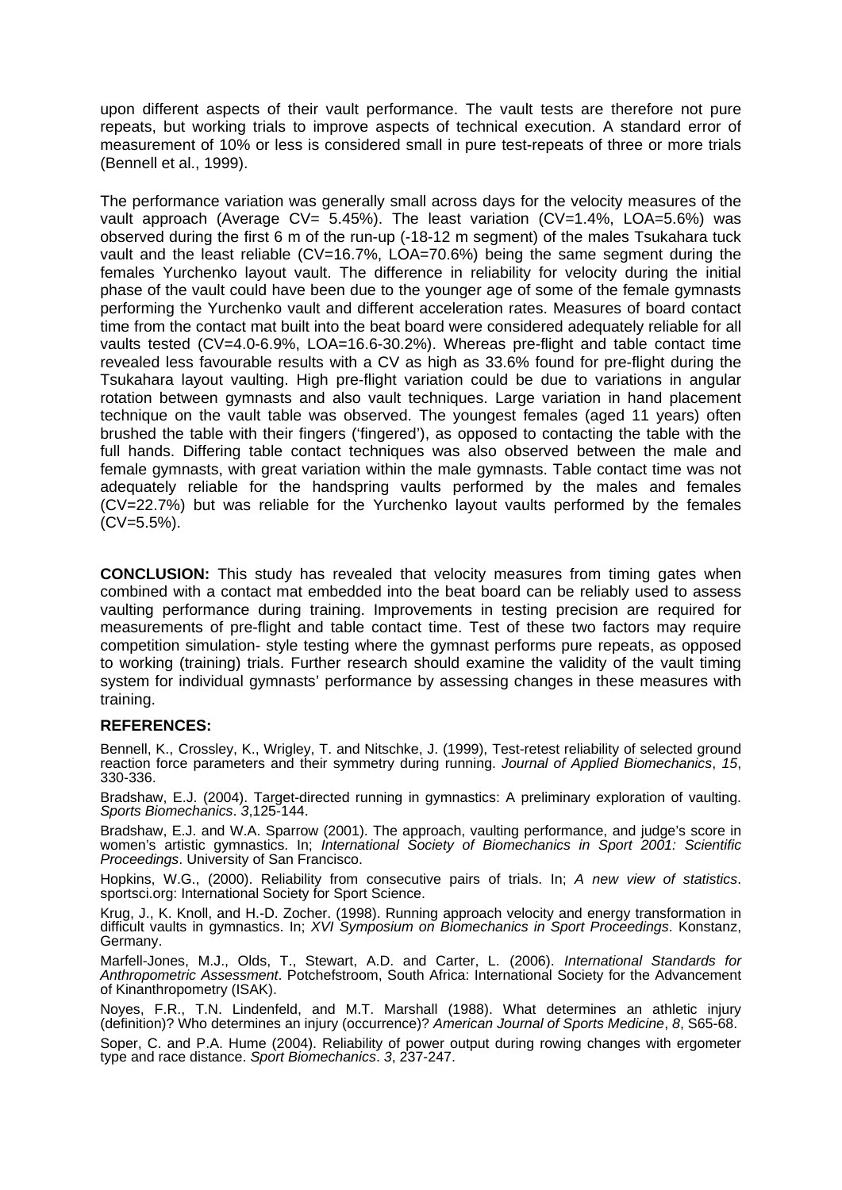upon different aspects of their vault performance. The vault tests are therefore not pure repeats, but working trials to improve aspects of technical execution. A standard error of measurement of 10% or less is considered small in pure test-repeats of three or more trials (Bennell et al., 1999).

The performance variation was generally small across days for the velocity measures of the vault approach (Average CV= 5.45%). The least variation (CV=1.4%, LOA=5.6%) was observed during the first 6 m of the run-up (-18-12 m segment) of the males Tsukahara tuck vault and the least reliable (CV=16.7%, LOA=70.6%) being the same segment during the females Yurchenko layout vault. The difference in reliability for velocity during the initial phase of the vault could have been due to the younger age of some of the female gymnasts performing the Yurchenko vault and different acceleration rates. Measures of board contact time from the contact mat built into the beat board were considered adequately reliable for all vaults tested (CV=4.0-6.9%, LOA=16.6-30.2%). Whereas pre-flight and table contact time revealed less favourable results with a CV as high as 33.6% found for pre-flight during the Tsukahara layout vaulting. High pre-flight variation could be due to variations in angular rotation between gymnasts and also vault techniques. Large variation in hand placement technique on the vault table was observed. The youngest females (aged 11 years) often brushed the table with their fingers ('fingered'), as opposed to contacting the table with the full hands. Differing table contact techniques was also observed between the male and female gymnasts, with great variation within the male gymnasts. Table contact time was not adequately reliable for the handspring vaults performed by the males and females (CV=22.7%) but was reliable for the Yurchenko layout vaults performed by the females (CV=5.5%).

**CONCLUSION:** This study has revealed that velocity measures from timing gates when combined with a contact mat embedded into the beat board can be reliably used to assess vaulting performance during training. Improvements in testing precision are required for measurements of pre-flight and table contact time. Test of these two factors may require competition simulation- style testing where the gymnast performs pure repeats, as opposed to working (training) trials. Further research should examine the validity of the vault timing system for individual gymnasts' performance by assessing changes in these measures with training.

## REFERENCES:

Bennell, K., Crossley, K., Wrigley, T. and Nitschke, J. (1999), Test-retest reliability of selected ground reaction force parameters and their symmetry during running. *Journal of Applied Biomechanics*, *15*, 330-336.

Bradshaw, E.J. (2004). Target-directed running in gymnastics: A preliminary exploration of vaulting. *Sports Biomechanics*. *3*,125-144.

Bradshaw, E.J. and W.A. Sparrow (2001). The approach, vaulting performance, and judge's score in women's artistic gymnastics. In; *International Society of Biomechanics in Sport 2001: Scientific Proceedings*. University of San Francisco.

Hopkins, W.G., (2000). Reliability from consecutive pairs of trials. In; *A new view of statistics*. sportsci.org: International Society for Sport Science.

Krug, J., K. Knoll, and H.-D. Zocher. (1998). Running approach velocity and energy transformation in difficult vaults in gymnastics. In; *XVI Symposium on Biomechanics in Sport Proceedings*. Konstanz, Germany.

Marfell-Jones, M.J., Olds, T., Stewart, A.D. and Carter, L. (2006). *International Standards for Anthropometric Assessment*. Potchefstroom, South Africa: International Society for the Advancement of Kinanthropometry (ISAK).

Noyes, F.R., T.N. Lindenfeld, and M.T. Marshall (1988). What determines an athletic injury (definition)? Who determines an injury (occurrence)? *American Journal of Sports Medicine*, *8*, S65-68.

Soper, C. and P.A. Hume (2004). Reliability of power output during rowing changes with ergometer type and race distance. *Sport Biomechanics*. *3*, 237-247.